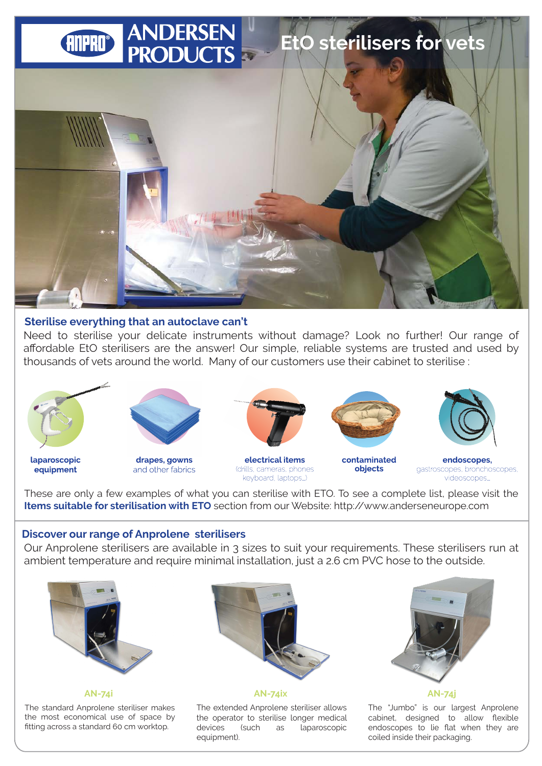# ANDERSEN PRODUCTS

## EtO sterilisers for vets

### Sterilise everything that an autoclave can't

Need to sterilise your delicate instruments without damage? Look no further! Our range of affordable EtO sterilisers are the answer! Our simple, reliable systems are trusted and used by thousands of vets around the world. Many of our customers use their cabinet to sterilise :

- **laparoscopic equipment**
- **drapes, gowns** and other fabrics
- **electrical items** (drills, cameras, phones keyboard, laptops...)
- **contaminated objects**
- **endoscopes,** gastroscopes, bronchoscopes, videoscopes...

These are only a few examples of what you can sterilise with ETO. To see a complete list, please visit the **Items suitable for sterilisation with ETO** section from our Website: http://www.andersoneurope.com

### Discover our range of Anprolene sterilisers

Our Anprolene sterilisers are available in 3 sizes to suit your requirements. These sterilisers run at ambient temperature and require minimal installation, just a 2.6 cm PVC hose to the outside.

**AN-74i**

The standard Anprolene steriliser makes the most economical use of space by fitting across a standard 60 cm worktop.

**AN-74ix**

The extended Anprolene steriliser allows the operator to sterilise longer medical devices (such as laparoscopic equipment).

**AN-74j**

The "Jumbo" is our largest Anprolene cabinet, designed to allow flexible endoscopes to lie flat when they are coiled inside their packaging.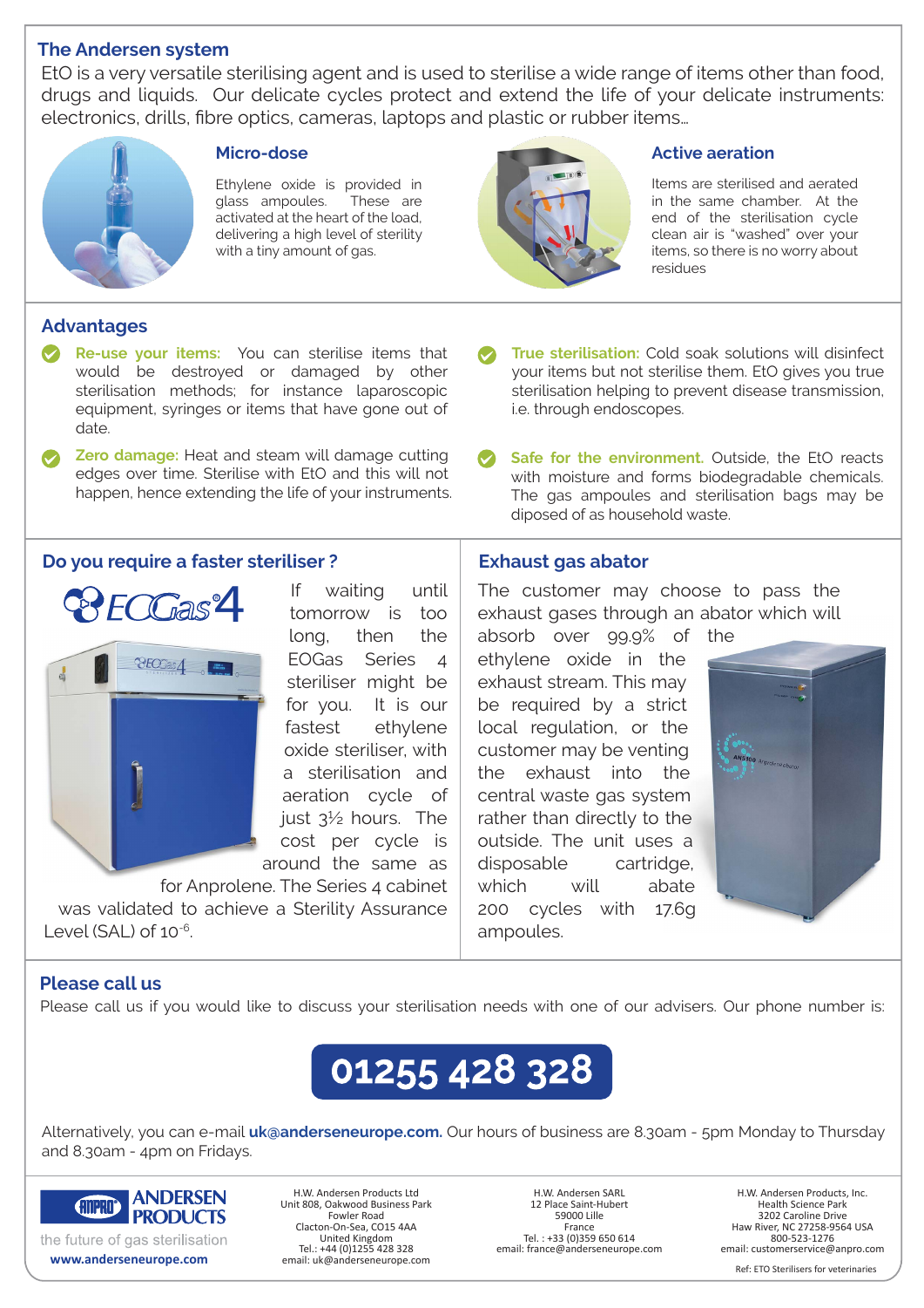## The Andersen system

EtO is a very versatile sterilising agent and is used to sterilise a wide range of items other than food, drugs and liquids. Our delicate cycles protect and extend the life of your delicate instruments: electronics, drills, fibre optics, cameras, laptops and plastic or rubber items...

### Micro-dose

Ethylene oxide is provided in glass ampoules. These are activated at the heart of the load, delivering a high level of sterility with a tiny amount of gas.

### Active aeration

Items are sterilised and aerated in the same chamber. At the end of the sterilisation cycle clean air is "washed" over your items, so there is no worry about residues

## Advantages

- **Re-use your items:** You can sterilise items that would be destroyed or damaged by other sterilisation methods; for instance laparoscopic equipment, syringes or items that have gone out of date.
- **Zero damage:** Heat and steam will damage cutting edges over time. Sterilise with EtO and this will not happen, hence extending the life of your instruments.
- **True sterilisation:** Cold soak solutions will disinfect your items but not sterilise them. EtO gives you true sterilisation helping to prevent disease transmission, i.e. through endoscopes.
- **Safe for the environment.** Outside, the EtO reacts with moisture and forms biodegradable chemicals. The gas ampoules and sterilisation bags may be diposed of as household waste.

## Do you require a faster steriliser ?

EOGas 4

If waiting until tomorrow is too long, then the EOGas Series 4 steriliser might be for you. It is our fastest ethylene oxide steriliser, with a sterilisation and aeration cycle of just 3½ hours. The cost per cycle is around the same as for Anprolene. The Series 4 cabinet was validated to achieve a Sterility Assurance Level (SAL) of $10^{-6}$.

## Exhaust gas abator

The customer may choose to pass the exhaust gases through an abator which will absorb over 99.9% of the ethylene oxide in the exhaust stream. This may be required by a strict local regulation, or the customer may be venting the exhaust into the central waste gas system rather than directly to the outside. The unit uses a disposable cartridge, which will abate 200 cycles with 17.6g ampoules.

## Please call us

Please call us if you would like to discuss your sterilisation needs with one of our advisers. Our phone number is:

**01255 428 328**

Alternatively, you can e-mail **uk@anderseneurope.com.** Our hours of business are 8.30am - 5pm Monday to Thursday and 8.30am - 4pm on Fridays.

ANPRO ANDERSEN PRODUCTS
the future of gas sterilisation
**www.anderseneurope.com**

H.W. Andersen Products Ltd
Unit 808, Oakwood Business Park
Fowler Road
Clacton-On-Sea, CO15 4AA
United Kingdom
Tel.: +44 (0)1255 428 328
email: uk@anderseneurope.com

H.W. Andersen SARL
12 Place Saint-Hubert
59000 Lille
France
Tel. : +33 (0)359 650 614
email: france@anderseneurope.com

H.W. Andersen Products, Inc.
Health Science Park
3202 Caroline Drive
Haw River, NC 27258-9564 USA
800-523-1276
email: customerservice@anpro.com

Ref: ETO Sterilisers for veterinaries